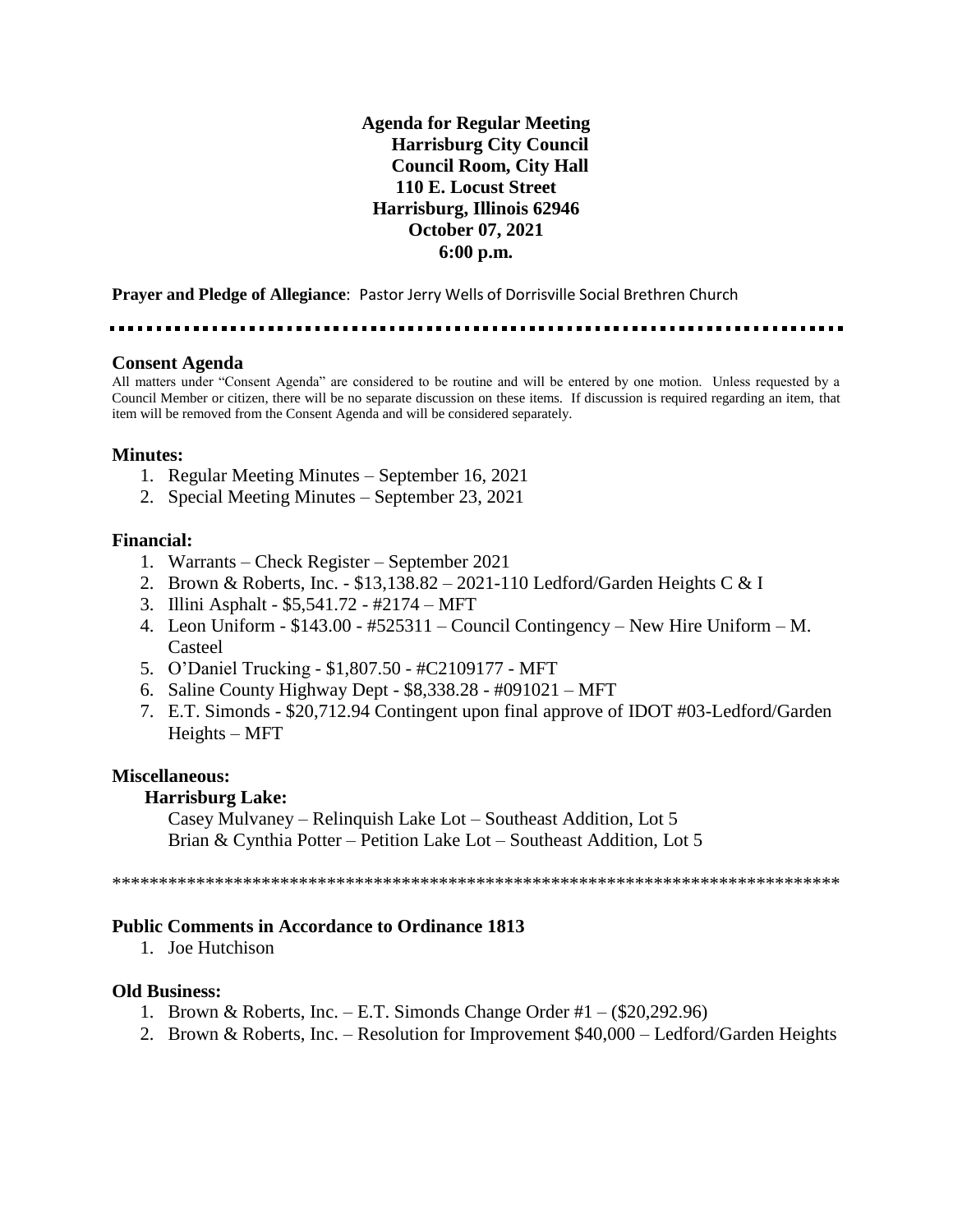**Agenda for Regular Meeting**
**Harrisburg City Council**
**Council Room, City Hall**
**110 E. Locust Street**
**Harrisburg, Illinois 62946**
**October 07, 2021**
**6:00 p.m.**

**Prayer and Pledge of Allegiance**: Pastor Jerry Wells of Dorrisville Social Brethren Church

---

### Consent Agenda

All matters under "Consent Agenda" are considered to be routine and will be entered by one motion. Unless requested by a Council Member or citizen, there will be no separate discussion on these items. If discussion is required regarding an item, that item will be removed from the Consent Agenda and will be considered separately.

### Minutes:

1. Regular Meeting Minutes – September 16, 2021
2. Special Meeting Minutes – September 23, 2021

### Financial:

1. Warrants – Check Register – September 2021
2. Brown & Roberts, Inc. - $13,138.82 – 2021-110 Ledford/Garden Heights C & I
3. Illini Asphalt - $5,541.72 - #2174 – MFT
4. Leon Uniform - $143.00 - #525311 – Council Contingency – New Hire Uniform – M. Casteel
5. O'Daniel Trucking - $1,807.50 - #C2109177 - MFT
6. Saline County Highway Dept - $8,338.28 - #091021 – MFT
7. E.T. Simonds - $20,712.94 Contingent upon final approve of IDOT #03-Ledford/Garden Heights – MFT

### Miscellaneous:

**Harrisburg Lake:**

Casey Mulvaney – Relinquish Lake Lot – Southeast Addition, Lot 5
Brian & Cynthia Potter – Petition Lake Lot – Southeast Addition, Lot 5

---

### Public Comments in Accordance to Ordinance 1813

1. Joe Hutchison

### Old Business:

1. Brown & Roberts, Inc. – E.T. Simonds Change Order #1 – ($20,292.96)
2. Brown & Roberts, Inc. – Resolution for Improvement $40,000 – Ledford/Garden Heights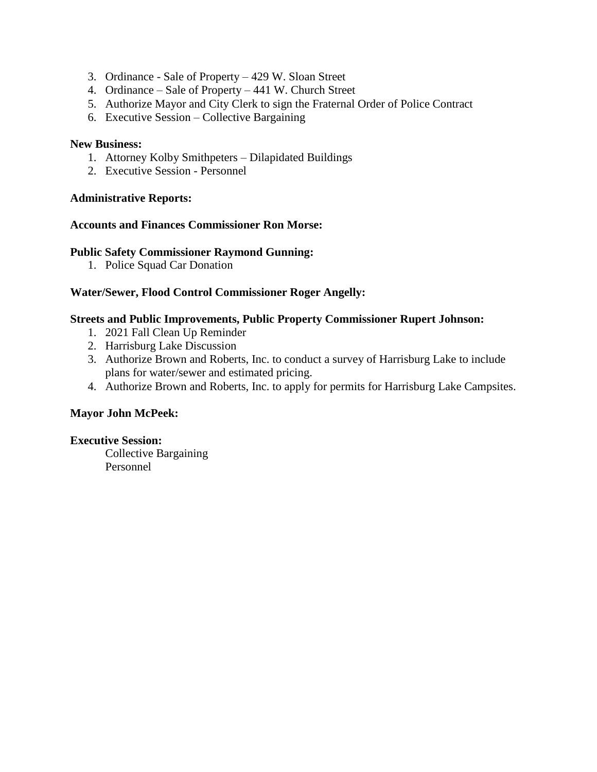3. Ordinance - Sale of Property – 429 W. Sloan Street
4. Ordinance – Sale of Property – 441 W. Church Street
5. Authorize Mayor and City Clerk to sign the Fraternal Order of Police Contract
6. Executive Session – Collective Bargaining

**New Business:**

1. Attorney Kolby Smithpeters – Dilapidated Buildings
2. Executive Session - Personnel

**Administrative Reports:**

**Accounts and Finances Commissioner Ron Morse:**

**Public Safety Commissioner Raymond Gunning:**

1. Police Squad Car Donation

**Water/Sewer, Flood Control Commissioner Roger Angelly:**

**Streets and Public Improvements, Public Property Commissioner Rupert Johnson:**

1. 2021 Fall Clean Up Reminder
2. Harrisburg Lake Discussion
3. Authorize Brown and Roberts, Inc. to conduct a survey of Harrisburg Lake to include plans for water/sewer and estimated pricing.
4. Authorize Brown and Roberts, Inc. to apply for permits for Harrisburg Lake Campsites.

**Mayor John McPeek:**

**Executive Session:**

Collective Bargaining
Personnel